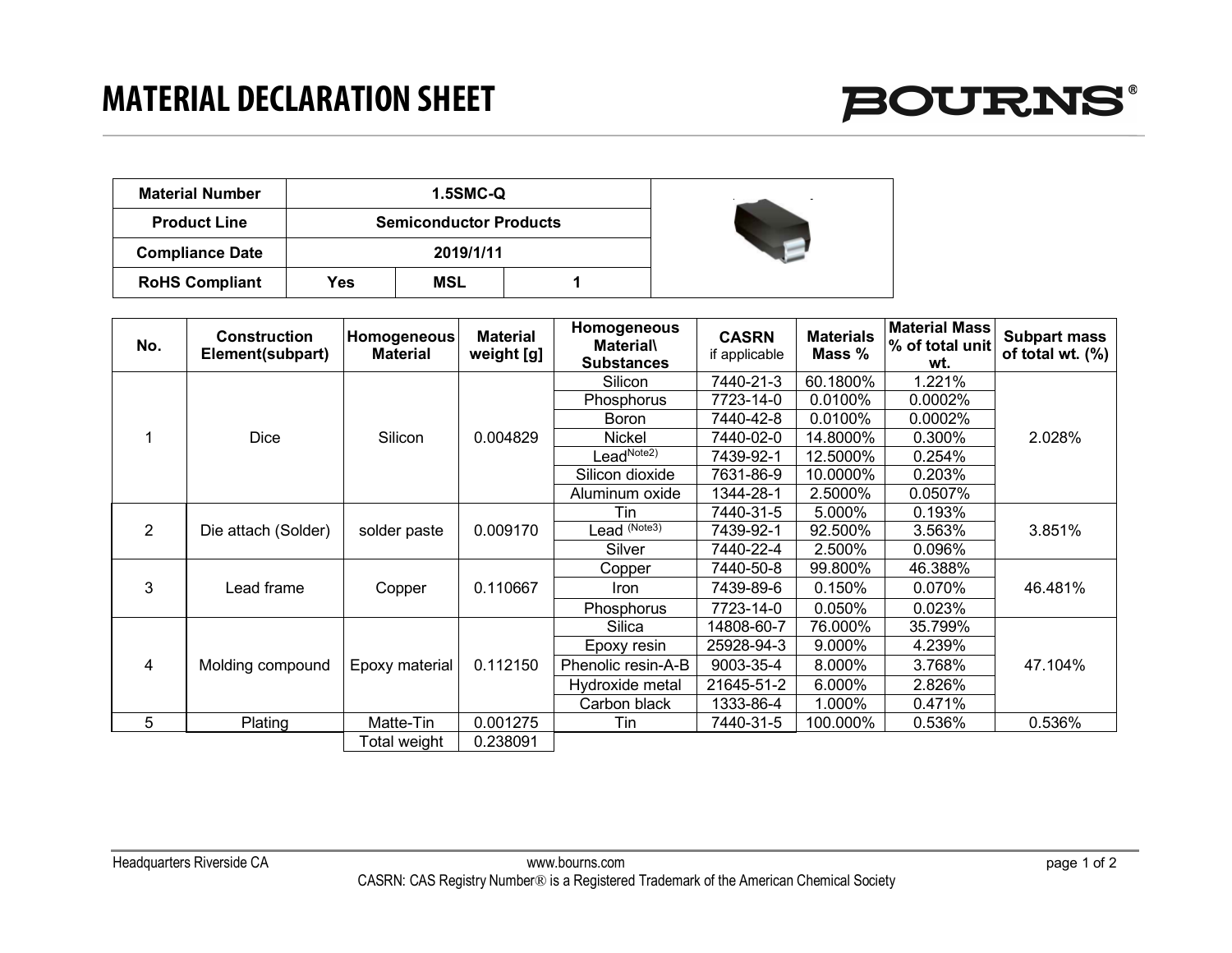# MATERIAL DECLARATION SHEET

BOURNS®

| Material Number | 1.5SMC-Q | | |
|---|---|---|---|
| Product Line | Semiconductor Products | | |
| Compliance Date | 2019/1/11 | | |
| RoHS Compliant | Yes | MSL | 1 |

| No. | Construction Element(subpart) | Homogeneous Material | Material weight [g] | Homogeneous Material\ Substances | CASRN if applicable | Materials Mass % | Material Mass % of total unit wt. | Subpart mass of total wt. (%) |
|---|---|---|---|---|---|---|---|---|
| 1 | Dice | Silicon | 0.004829 | Silicon | 7440-21-3 | 60.1800% | 1.221% | 2.028% |
| | | | | Phosphorus | 7723-14-0 | 0.0100% | 0.0002% | |
| | | | | Boron | 7440-42-8 | 0.0100% | 0.0002% | |
| | | | | Nickel | 7440-02-0 | 14.8000% | 0.300% | |
| | | | | Lead (Note2) | 7439-92-1 | 12.5000% | 0.254% | |
| | | | | Silicon dioxide | 7631-86-9 | 10.0000% | 0.203% | |
| | | | | Aluminum oxide | 1344-28-1 | 2.5000% | 0.0507% | |
| 2 | Die attach (Solder) | solder paste | 0.009170 | Tin | 7440-31-5 | 5.000% | 0.193% | 3.851% |
| | | | | Lead (Note3) | 7439-92-1 | 92.500% | 3.563% | |
| | | | | Silver | 7440-22-4 | 2.500% | 0.096% | |
| 3 | Lead frame | Copper | 0.110667 | Copper | 7440-50-8 | 99.800% | 46.388% | 46.481% |
| | | | | Iron | 7439-89-6 | 0.150% | 0.070% | |
| | | | | Phosphorus | 7723-14-0 | 0.050% | 0.023% | |
| 4 | Molding compound | Epoxy material | 0.112150 | Silica | 14808-60-7 | 76.000% | 35.799% | 47.104% |
| | | | | Epoxy resin | 25928-94-3 | 9.000% | 4.239% | |
| | | | | Phenolic resin-A-B | 9003-35-4 | 8.000% | 3.768% | |
| | | | | Hydroxide metal | 21645-51-2 | 6.000% | 2.826% | |
| | | | | Carbon black | 1333-86-4 | 1.000% | 0.471% | |
| 5 | Plating | Matte-Tin | 0.001275 | Tin | 7440-31-5 | 100.000% | 0.536% | 0.536% |
| | | Total weight | 0.238091 | | | | | |

Headquarters Riverside CA www.bourns.com

CASRN: CAS Registry Number® is a Registered Trademark of the American Chemical Society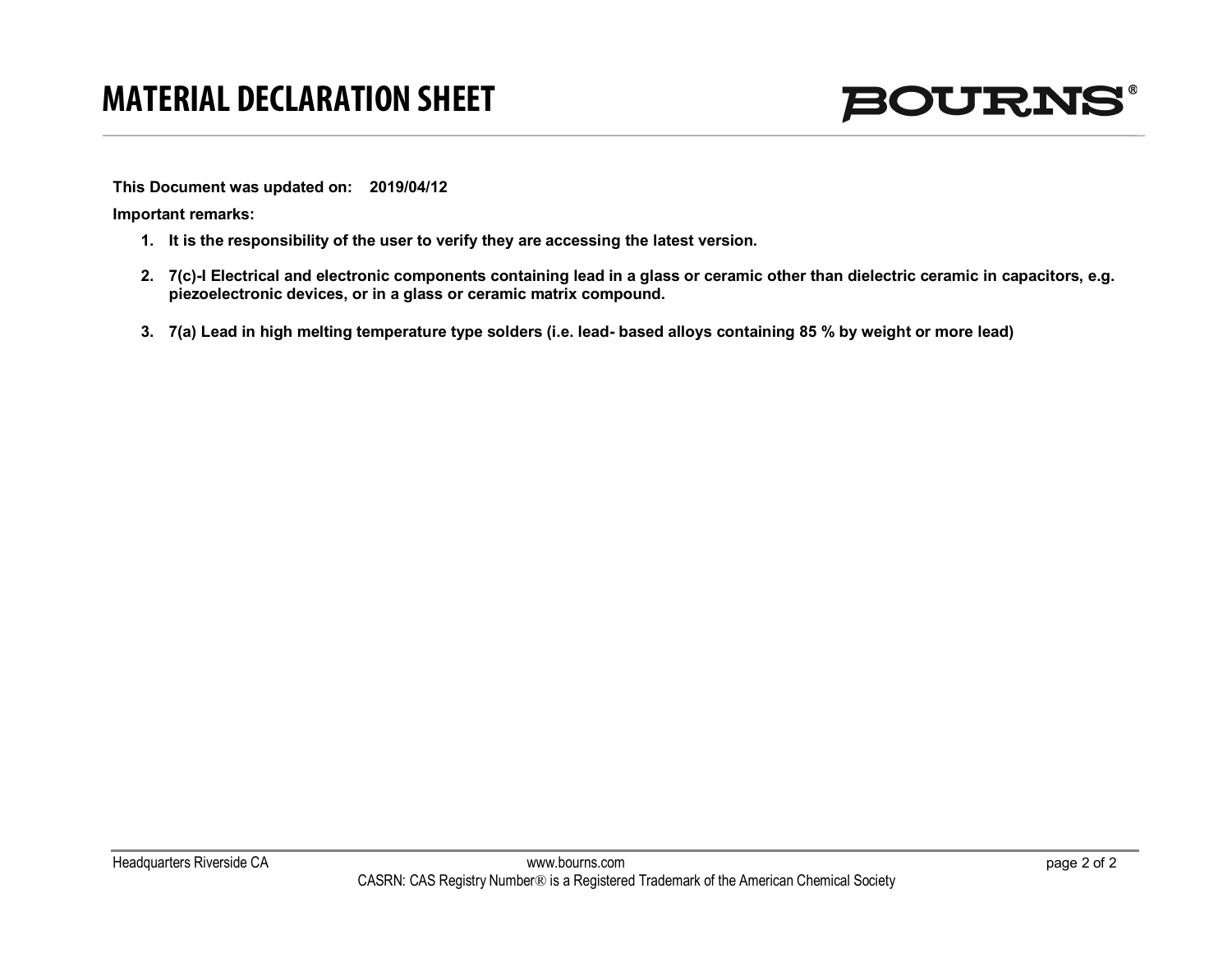# MATERIAL DECLARATION SHEET

**This Document was updated on: 2019/04/12**

**Important remarks:**

1. **It is the responsibility of the user to verify they are accessing the latest version.**
2. **7(c)-I Electrical and electronic components containing lead in a glass or ceramic other than dielectric ceramic in capacitors, e.g. piezoelectronic devices, or in a glass or ceramic matrix compound.**
3. **7(a) Lead in high melting temperature type solders (i.e. lead- based alloys containing 85 % by weight or more lead)**